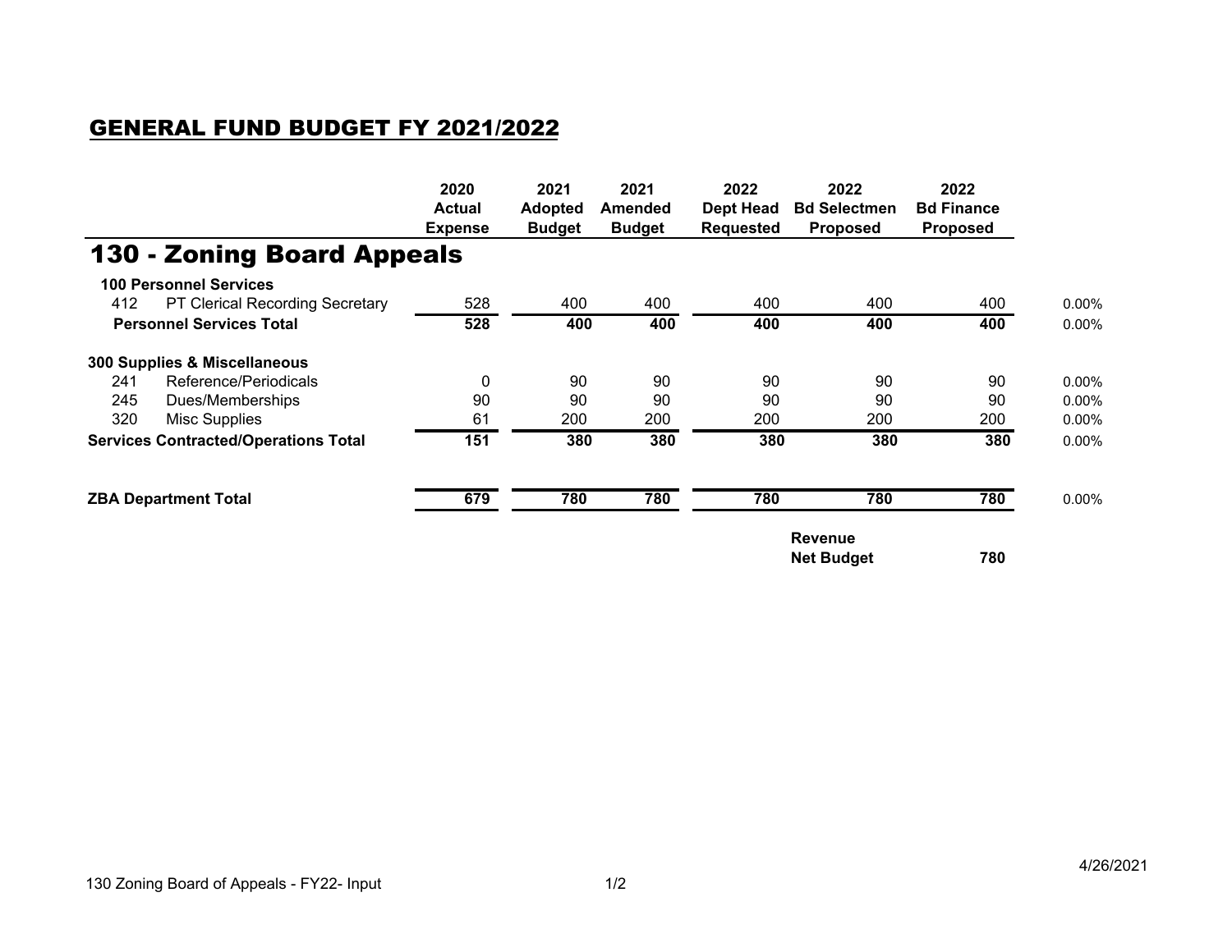# GENERAL FUND BUDGET FY 2021/2022

## 130 - Zoning Board Appeals

| | | 2020 Actual Expense | 2021 Adopted Budget | 2021 Amended Budget | 2022 Dept Head Requested | 2022 Bd Selectmen Proposed | 2022 Bd Finance Proposed | |
|---|---|---|---|---|---|---|---|---|
| **100 Personnel Services** | | | | | | | | |
| 412 | PT Clerical Recording Secretary | 528 | 400 | 400 | 400 | 400 | 400 | 0.00% |
| **Personnel Services Total** | | **528** | **400** | **400** | **400** | **400** | **400** | 0.00% |
| **300 Supplies & Miscellaneous** | | | | | | | | |
| 241 | Reference/Periodicals | 0 | 90 | 90 | 90 | 90 | 90 | 0.00% |
| 245 | Dues/Memberships | 90 | 90 | 90 | 90 | 90 | 90 | 0.00% |
| 320 | Misc Supplies | 61 | 200 | 200 | 200 | 200 | 200 | 0.00% |
| **Services Contracted/Operations Total** | | **151** | **380** | **380** | **380** | **380** | **380** | 0.00% |
| **ZBA Department Total** | | **679** | **780** | **780** | **780** | **780** | **780** | 0.00% |
| | | | | | | **Revenue** | | |
| | | | | | | **Net Budget** | **780** | |

130 Zoning Board of Appeals - FY22- Input

4/26/2021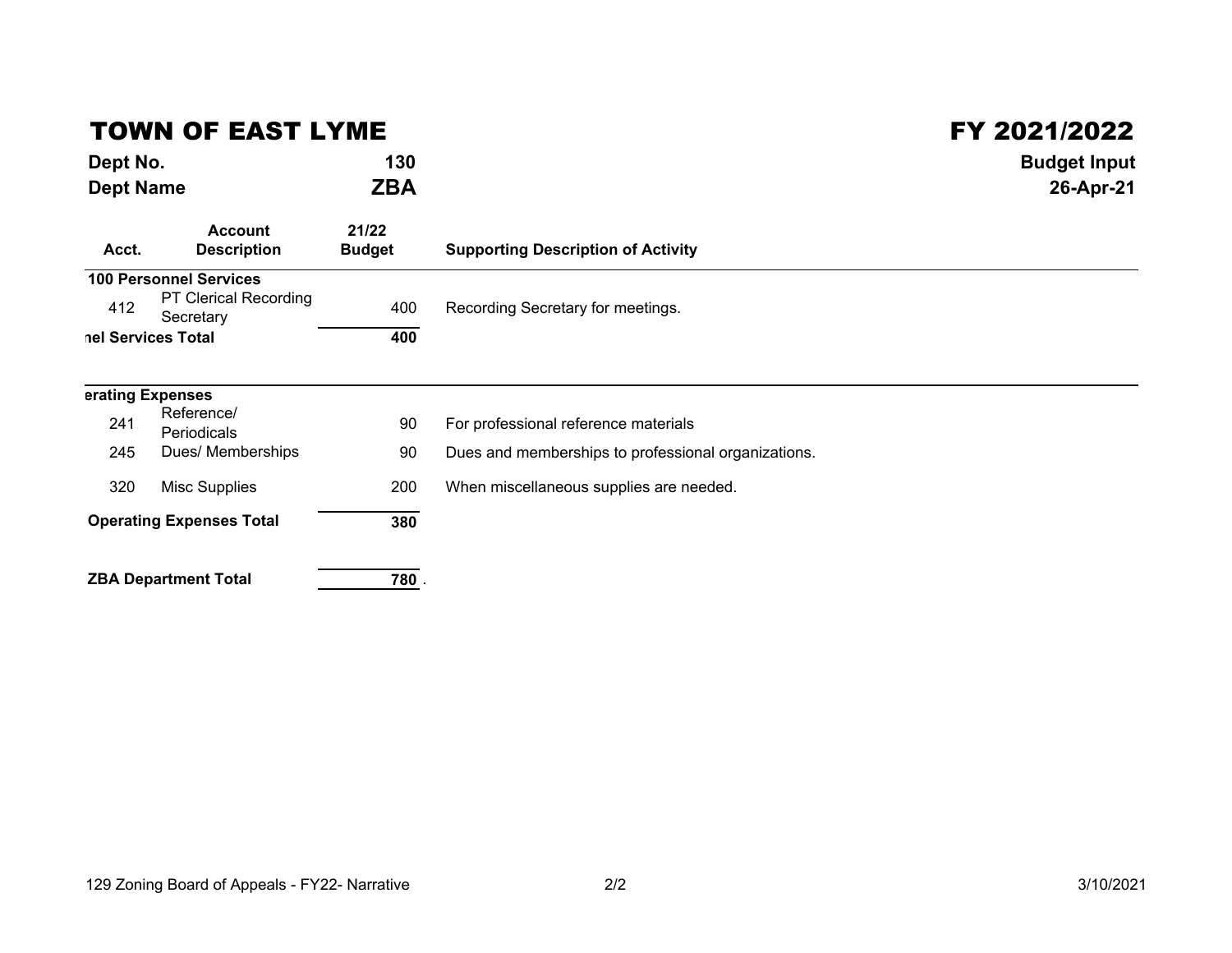# TOWN OF EAST LYME

# FY 2021/2022

**Dept No.** **130**

**Dept Name** **ZBA**

**Budget Input**

**26-Apr-21**

| Acct. | Account Description | 21/22 Budget | Supporting Description of Activity |
|---|---|---|---|
| **100 Personnel Services** | | | |
| 412 | PT Clerical Recording Secretary | 400 | Recording Secretary for meetings. |
| **nel Services Total** | | **400** | |
| **erating Expenses** | | | |
| 241 | Reference/ Periodicals | 90 | For professional reference materials |
| 245 | Dues/ Memberships | 90 | Dues and memberships to professional organizations. |
| 320 | Misc Supplies | 200 | When miscellaneous supplies are needed. |
| **Operating Expenses Total** | | **380** | |
| **ZBA Department Total** | | **780** | |

129 Zoning Board of Appeals - FY22- Narrative

3/10/2021